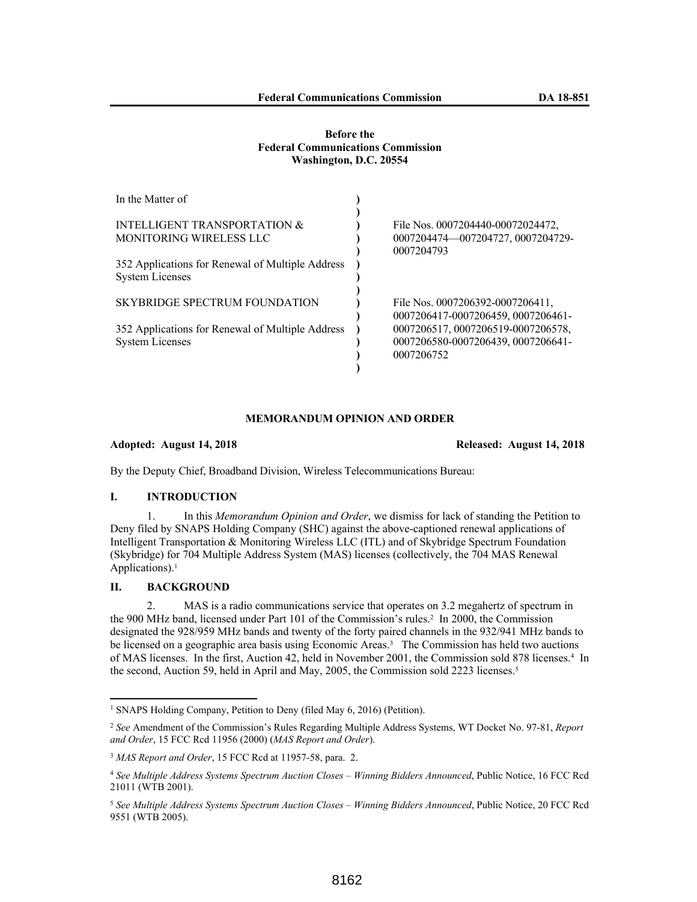**Before the**
**Federal Communications Commission**
**Washington, D.C. 20554**

| In the Matter of | ) | |
|---|---|---|
| | ) | |
| INTELLIGENT TRANSPORTATION & MONITORING WIRELESS LLC | ) | File Nos. 0007204440-00072024472, 0007204474—007204727, 0007204729-0007204793 |
| | ) | |
| 352 Applications for Renewal of Multiple Address System Licenses | ) | |
| | ) | |
| SKYBRIDGE SPECTRUM FOUNDATION | ) | File Nos. 0007206392-0007206411, 0007206417-0007206459, 0007206461-0007206517, 0007206519-0007206578, 0007206580-0007206439, 0007206641-0007206752 |
| | ) | |
| 352 Applications for Renewal of Multiple Address System Licenses | ) | |
| | ) | |

**MEMORANDUM OPINION AND ORDER**

**Adopted: August 14, 2018** **Released: August 14, 2018**

By the Deputy Chief, Broadband Division, Wireless Telecommunications Bureau:

## I. INTRODUCTION

1. In this *Memorandum Opinion and Order*, we dismiss for lack of standing the Petition to Deny filed by SNAPS Holding Company (SHC) against the above-captioned renewal applications of Intelligent Transportation & Monitoring Wireless LLC (ITL) and of Skybridge Spectrum Foundation (Skybridge) for 704 Multiple Address System (MAS) licenses (collectively, the 704 MAS Renewal Applications).[1]

## II. BACKGROUND

2. MAS is a radio communications service that operates on 3.2 megahertz of spectrum in the 900 MHz band, licensed under Part 101 of the Commission's rules.[2] In 2000, the Commission designated the 928/959 MHz bands and twenty of the forty paired channels in the 932/941 MHz bands to be licensed on a geographic area basis using Economic Areas.[3] The Commission has held two auctions of MAS licenses. In the first, Auction 42, held in November 2001, the Commission sold 878 licenses.[4] In the second, Auction 59, held in April and May, 2005, the Commission sold 2223 licenses.[5]

---

[1] SNAPS Holding Company, Petition to Deny (filed May 6, 2016) (Petition).

[2] *See* Amendment of the Commission's Rules Regarding Multiple Address Systems, WT Docket No. 97-81, *Report and Order*, 15 FCC Rcd 11956 (2000) (*MAS Report and Order*).

[3] *MAS Report and Order*, 15 FCC Rcd at 11957-58, para. 2.

[4] *See Multiple Address Systems Spectrum Auction Closes – Winning Bidders Announced*, Public Notice, 16 FCC Rcd 21011 (WTB 2001).

[5] *See Multiple Address Systems Spectrum Auction Closes – Winning Bidders Announced*, Public Notice, 20 FCC Rcd 9551 (WTB 2005).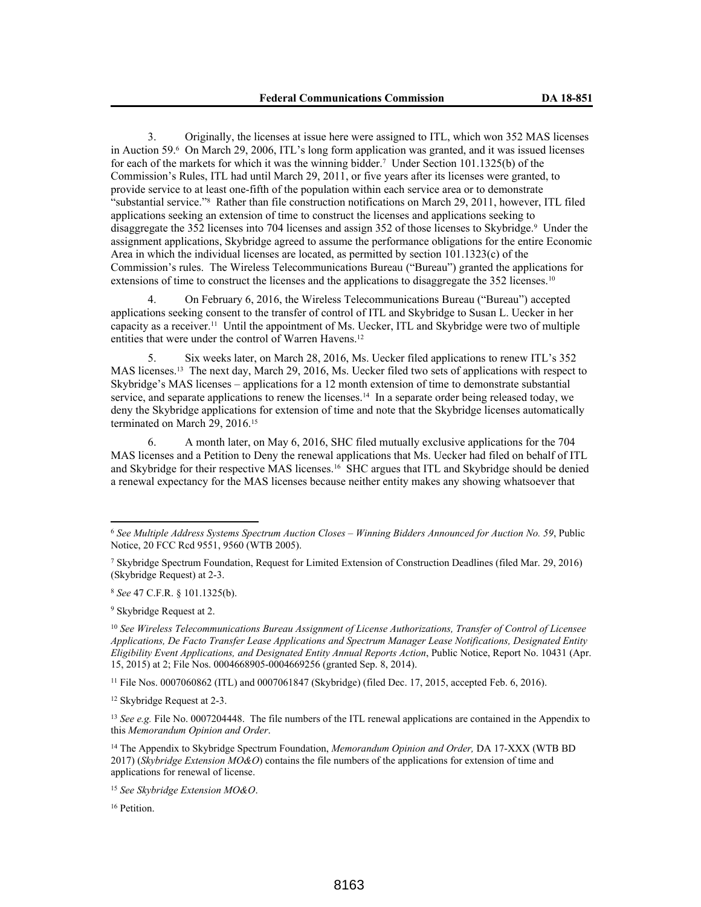3. Originally, the licenses at issue here were assigned to ITL, which won 352 MAS licenses in Auction 59.[6] On March 29, 2006, ITL's long form application was granted, and it was issued licenses for each of the markets for which it was the winning bidder.[7] Under Section 101.1325(b) of the Commission's Rules, ITL had until March 29, 2011, or five years after its licenses were granted, to provide service to at least one-fifth of the population within each service area or to demonstrate "substantial service."[8] Rather than file construction notifications on March 29, 2011, however, ITL filed applications seeking an extension of time to construct the licenses and applications seeking to disaggregate the 352 licenses into 704 licenses and assign 352 of those licenses to Skybridge.[9] Under the assignment applications, Skybridge agreed to assume the performance obligations for the entire Economic Area in which the individual licenses are located, as permitted by section 101.1323(c) of the Commission's rules. The Wireless Telecommunications Bureau ("Bureau") granted the applications for extensions of time to construct the licenses and the applications to disaggregate the 352 licenses.[10]

4. On February 6, 2016, the Wireless Telecommunications Bureau ("Bureau") accepted applications seeking consent to the transfer of control of ITL and Skybridge to Susan L. Uecker in her capacity as a receiver.[11] Until the appointment of Ms. Uecker, ITL and Skybridge were two of multiple entities that were under the control of Warren Havens.[12]

5. Six weeks later, on March 28, 2016, Ms. Uecker filed applications to renew ITL's 352 MAS licenses.[13] The next day, March 29, 2016, Ms. Uecker filed two sets of applications with respect to Skybridge's MAS licenses – applications for a 12 month extension of time to demonstrate substantial service, and separate applications to renew the licenses.[14] In a separate order being released today, we deny the Skybridge applications for extension of time and note that the Skybridge licenses automatically terminated on March 29, 2016.[15]

6. A month later, on May 6, 2016, SHC filed mutually exclusive applications for the 704 MAS licenses and a Petition to Deny the renewal applications that Ms. Uecker had filed on behalf of ITL and Skybridge for their respective MAS licenses.[16] SHC argues that ITL and Skybridge should be denied a renewal expectancy for the MAS licenses because neither entity makes any showing whatsoever that

---

[6] *See Multiple Address Systems Spectrum Auction Closes – Winning Bidders Announced for Auction No. 59*, Public Notice, 20 FCC Rcd 9551, 9560 (WTB 2005).

[7] Skybridge Spectrum Foundation, Request for Limited Extension of Construction Deadlines (filed Mar. 29, 2016) (Skybridge Request) at 2-3.

[8] *See* 47 C.F.R. § 101.1325(b).

[9] Skybridge Request at 2.

[10] *See Wireless Telecommunications Bureau Assignment of License Authorizations, Transfer of Control of Licensee Applications, De Facto Transfer Lease Applications and Spectrum Manager Lease Notifications, Designated Entity Eligibility Event Applications, and Designated Entity Annual Reports Action*, Public Notice, Report No. 10431 (Apr. 15, 2015) at 2; File Nos. 0004668905-0004669256 (granted Sep. 8, 2014).

[11] File Nos. 0007060862 (ITL) and 0007061847 (Skybridge) (filed Dec. 17, 2015, accepted Feb. 6, 2016).

[12] Skybridge Request at 2-3.

[13] *See e.g.* File No. 0007204448. The file numbers of the ITL renewal applications are contained in the Appendix to this *Memorandum Opinion and Order*.

[14] The Appendix to Skybridge Spectrum Foundation, *Memorandum Opinion and Order,* DA 17-XXX (WTB BD 2017) (*Skybridge Extension MO&O*) contains the file numbers of the applications for extension of time and applications for renewal of license.

[15] *See Skybridge Extension MO&O*.

[16] Petition.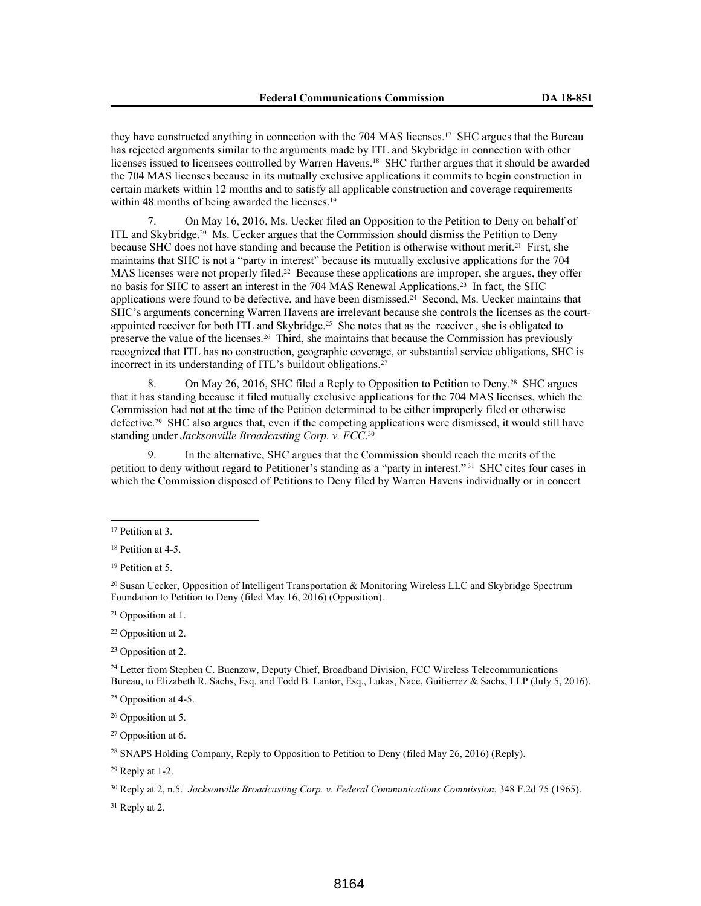they have constructed anything in connection with the 704 MAS licenses.[17] SHC argues that the Bureau has rejected arguments similar to the arguments made by ITL and Skybridge in connection with other licenses issued to licensees controlled by Warren Havens.[18] SHC further argues that it should be awarded the 704 MAS licenses because in its mutually exclusive applications it commits to begin construction in certain markets within 12 months and to satisfy all applicable construction and coverage requirements within 48 months of being awarded the licenses.[19]

7. On May 16, 2016, Ms. Uecker filed an Opposition to the Petition to Deny on behalf of ITL and Skybridge.[20] Ms. Uecker argues that the Commission should dismiss the Petition to Deny because SHC does not have standing and because the Petition is otherwise without merit.[21] First, she maintains that SHC is not a "party in interest" because its mutually exclusive applications for the 704 MAS licenses were not properly filed.[22] Because these applications are improper, she argues, they offer no basis for SHC to assert an interest in the 704 MAS Renewal Applications.[23] In fact, the SHC applications were found to be defective, and have been dismissed.[24] Second, Ms. Uecker maintains that SHC's arguments concerning Warren Havens are irrelevant because she controls the licenses as the court-appointed receiver for both ITL and Skybridge.[25] She notes that as the receiver , she is obligated to preserve the value of the licenses.[26] Third, she maintains that because the Commission has previously recognized that ITL has no construction, geographic coverage, or substantial service obligations, SHC is incorrect in its understanding of ITL's buildout obligations.[27]

8. On May 26, 2016, SHC filed a Reply to Opposition to Petition to Deny.[28] SHC argues that it has standing because it filed mutually exclusive applications for the 704 MAS licenses, which the Commission had not at the time of the Petition determined to be either improperly filed or otherwise defective.[29] SHC also argues that, even if the competing applications were dismissed, it would still have standing under *Jacksonville Broadcasting Corp. v. FCC*.[30]

9. In the alternative, SHC argues that the Commission should reach the merits of the petition to deny without regard to Petitioner's standing as a "party in interest."[31] SHC cites four cases in which the Commission disposed of Petitions to Deny filed by Warren Havens individually or in concert

---

[17] Petition at 3.

[18] Petition at 4-5.

[19] Petition at 5.

[20] Susan Uecker, Opposition of Intelligent Transportation & Monitoring Wireless LLC and Skybridge Spectrum Foundation to Petition to Deny (filed May 16, 2016) (Opposition).

[21] Opposition at 1.

[22] Opposition at 2.

[23] Opposition at 2.

[24] Letter from Stephen C. Buenzow, Deputy Chief, Broadband Division, FCC Wireless Telecommunications Bureau, to Elizabeth R. Sachs, Esq. and Todd B. Lantor, Esq., Lukas, Nace, Guitierrez & Sachs, LLP (July 5, 2016).

[25] Opposition at 4-5.

[26] Opposition at 5.

[27] Opposition at 6.

[28] SNAPS Holding Company, Reply to Opposition to Petition to Deny (filed May 26, 2016) (Reply).

[29] Reply at 1-2.

[30] Reply at 2, n.5. *Jacksonville Broadcasting Corp. v. Federal Communications Commission*, 348 F.2d 75 (1965).

[31] Reply at 2.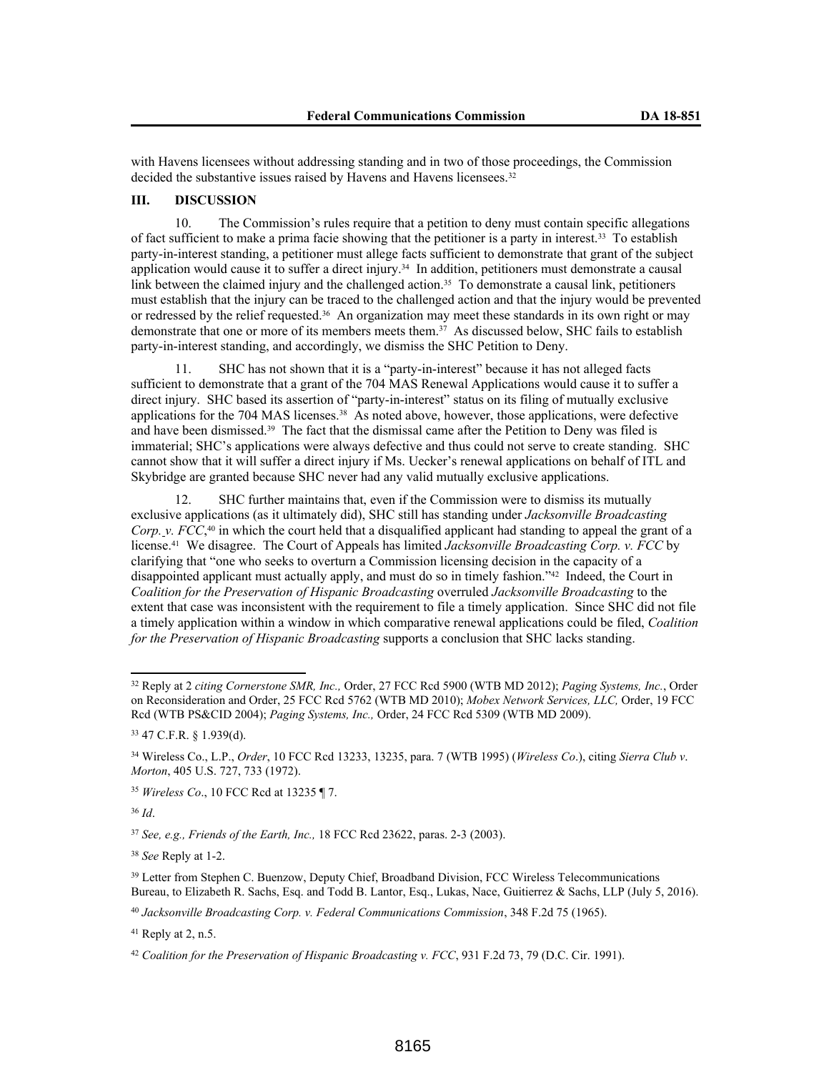with Havens licensees without addressing standing and in two of those proceedings, the Commission decided the substantive issues raised by Havens and Havens licensees.[32]

## III. DISCUSSION

10. The Commission's rules require that a petition to deny must contain specific allegations of fact sufficient to make a prima facie showing that the petitioner is a party in interest.[33] To establish party-in-interest standing, a petitioner must allege facts sufficient to demonstrate that grant of the subject application would cause it to suffer a direct injury.[34] In addition, petitioners must demonstrate a causal link between the claimed injury and the challenged action.[35] To demonstrate a causal link, petitioners must establish that the injury can be traced to the challenged action and that the injury would be prevented or redressed by the relief requested.[36] An organization may meet these standards in its own right or may demonstrate that one or more of its members meets them.[37] As discussed below, SHC fails to establish party-in-interest standing, and accordingly, we dismiss the SHC Petition to Deny.

11. SHC has not shown that it is a "party-in-interest" because it has not alleged facts sufficient to demonstrate that a grant of the 704 MAS Renewal Applications would cause it to suffer a direct injury. SHC based its assertion of "party-in-interest" status on its filing of mutually exclusive applications for the 704 MAS licenses.[38] As noted above, however, those applications, were defective and have been dismissed.[39] The fact that the dismissal came after the Petition to Deny was filed is immaterial; SHC's applications were always defective and thus could not serve to create standing. SHC cannot show that it will suffer a direct injury if Ms. Uecker's renewal applications on behalf of ITL and Skybridge are granted because SHC never had any valid mutually exclusive applications.

12. SHC further maintains that, even if the Commission were to dismiss its mutually exclusive applications (as it ultimately did), SHC still has standing under *Jacksonville Broadcasting Corp. v. FCC*,[40] in which the court held that a disqualified applicant had standing to appeal the grant of a license.[41] We disagree. The Court of Appeals has limited *Jacksonville Broadcasting Corp. v. FCC* by clarifying that "one who seeks to overturn a Commission licensing decision in the capacity of a disappointed applicant must actually apply, and must do so in timely fashion."[42] Indeed, the Court in *Coalition for the Preservation of Hispanic Broadcasting* overruled *Jacksonville Broadcasting* to the extent that case was inconsistent with the requirement to file a timely application. Since SHC did not file a timely application within a window in which comparative renewal applications could be filed, *Coalition for the Preservation of Hispanic Broadcasting* supports a conclusion that SHC lacks standing.

---

[32] Reply at 2 *citing Cornerstone SMR, Inc.,* Order, 27 FCC Rcd 5900 (WTB MD 2012); *Paging Systems, Inc.*, Order on Reconsideration and Order, 25 FCC Rcd 5762 (WTB MD 2010); *Mobex Network Services, LLC,* Order, 19 FCC Rcd (WTB PS&CID 2004); *Paging Systems, Inc.,* Order, 24 FCC Rcd 5309 (WTB MD 2009).

[33] 47 C.F.R. § 1.939(d).

[34] Wireless Co., L.P., *Order*, 10 FCC Rcd 13233, 13235, para. 7 (WTB 1995) (*Wireless Co*.), citing *Sierra Club v. Morton*, 405 U.S. 727, 733 (1972).

[35] *Wireless Co*., 10 FCC Rcd at 13235 ¶ 7.

[36] *Id*.

[37] *See, e.g., Friends of the Earth, Inc.,* 18 FCC Rcd 23622, paras. 2-3 (2003).

[38] *See* Reply at 1-2.

[39] Letter from Stephen C. Buenzow, Deputy Chief, Broadband Division, FCC Wireless Telecommunications Bureau, to Elizabeth R. Sachs, Esq. and Todd B. Lantor, Esq., Lukas, Nace, Guitierrez & Sachs, LLP (July 5, 2016).

[40] *Jacksonville Broadcasting Corp. v. Federal Communications Commission*, 348 F.2d 75 (1965).

[41] Reply at 2, n.5.

[42] *Coalition for the Preservation of Hispanic Broadcasting v. FCC*, 931 F.2d 73, 79 (D.C. Cir. 1991).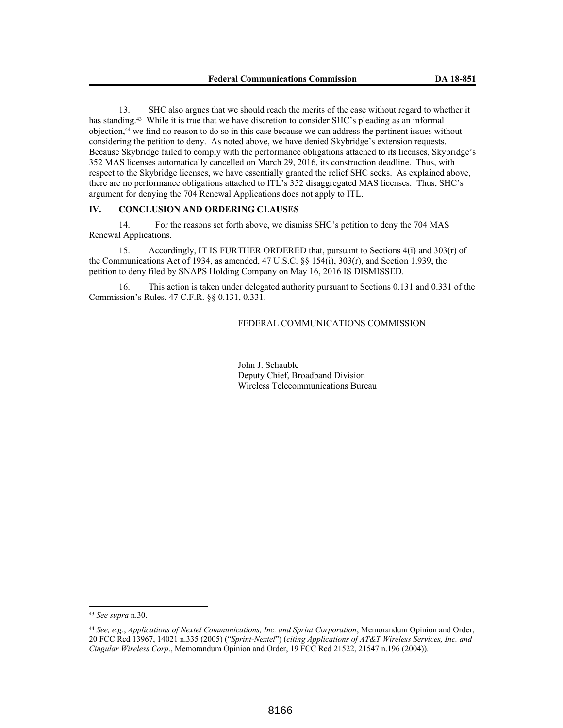13. SHC also argues that we should reach the merits of the case without regard to whether it has standing.[43] While it is true that we have discretion to consider SHC's pleading as an informal objection,[44] we find no reason to do so in this case because we can address the pertinent issues without considering the petition to deny. As noted above, we have denied Skybridge's extension requests. Because Skybridge failed to comply with the performance obligations attached to its licenses, Skybridge's 352 MAS licenses automatically cancelled on March 29, 2016, its construction deadline. Thus, with respect to the Skybridge licenses, we have essentially granted the relief SHC seeks. As explained above, there are no performance obligations attached to ITL's 352 disaggregated MAS licenses. Thus, SHC's argument for denying the 704 Renewal Applications does not apply to ITL.

## IV. CONCLUSION AND ORDERING CLAUSES

14. For the reasons set forth above, we dismiss SHC's petition to deny the 704 MAS Renewal Applications.

15. Accordingly, IT IS FURTHER ORDERED that, pursuant to Sections 4(i) and 303(r) of the Communications Act of 1934, as amended, 47 U.S.C. §§ 154(i), 303(r), and Section 1.939, the petition to deny filed by SNAPS Holding Company on May 16, 2016 IS DISMISSED.

16. This action is taken under delegated authority pursuant to Sections 0.131 and 0.331 of the Commission's Rules, 47 C.F.R. §§ 0.131, 0.331.

FEDERAL COMMUNICATIONS COMMISSION

John J. Schauble
Deputy Chief, Broadband Division
Wireless Telecommunications Bureau

---

[43] *See supra* n.30.

[44] *See, e.g.*, *Applications of Nextel Communications, Inc. and Sprint Corporation*, Memorandum Opinion and Order, 20 FCC Rcd 13967, 14021 n.335 (2005) ("*Sprint-Nextel*") (*citing Applications of AT&T Wireless Services, Inc. and Cingular Wireless Corp*., Memorandum Opinion and Order, 19 FCC Rcd 21522, 21547 n.196 (2004)).